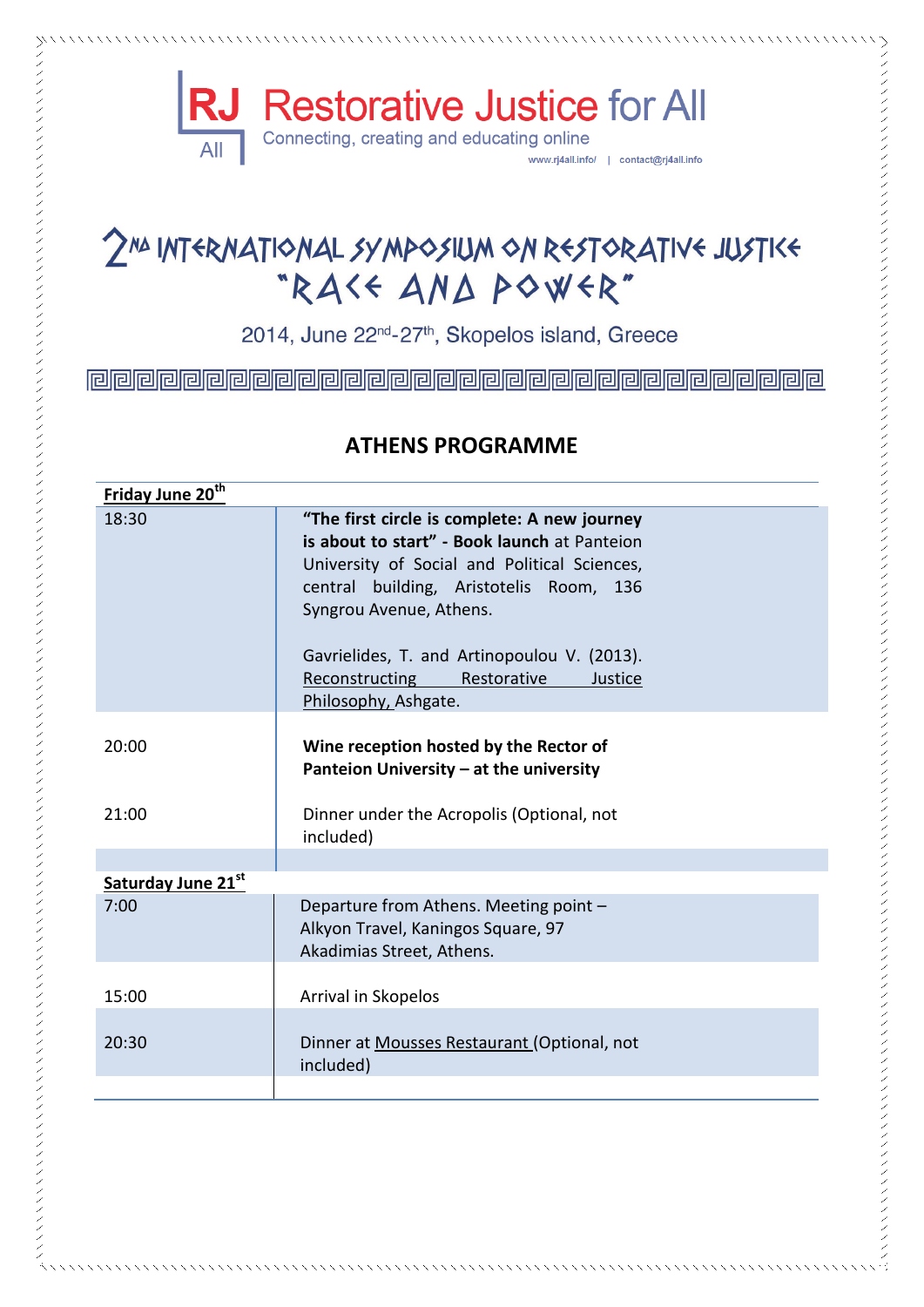# RJ All — Restorative Justice for All

Connecting, creating and educating online

www.rj4all.info/ | contact@rj4all.info

# 2nd International Symposium on Restorative Justice "Race and Power"

2014, June 22nd-27th, Skopelos island, Greece

## ATHENS PROGRAMME

| **Friday June 20th** | |
|---|---|
| 18:30 | **"The first circle is complete: A new journey is about to start" - Book launch** at Panteion University of Social and Political Sciences, central building, Aristotelis Room, 136 Syngrou Avenue, Athens.<br><br>Gavrielides, T. and Artinopoulou V. (2013). Reconstructing Restorative Justice Philosophy, Ashgate. |
| 20:00 | **Wine reception hosted by the Rector of Panteion University – at the university** |
| 21:00 | Dinner under the Acropolis (Optional, not included) |
| **Saturday June 21st** | |
| 7:00 | Departure from Athens. Meeting point – Alkyon Travel, Kaningos Square, 97 Akadimias Street, Athens. |
| 15:00 | Arrival in Skopelos |
| 20:30 | Dinner at Mousses Restaurant (Optional, not included) |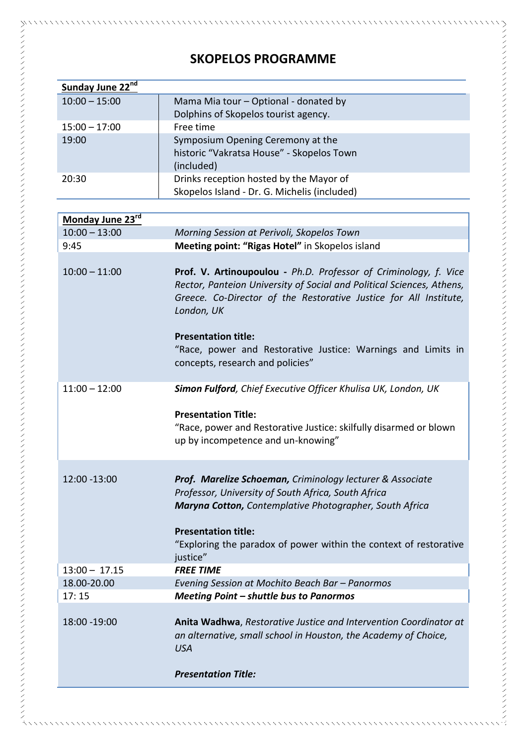# SKOPELOS PROGRAMME

| **Sunday June 22[nd]** | |
|---|---|
| 10:00 – 15:00 | Mama Mia tour – Optional - donated by Dolphins of Skopelos tourist agency. |
| 15:00 – 17:00 | Free time |
| 19:00 | Symposium Opening Ceremony at the historic "Vakratsa House" - Skopelos Town (included) |
| 20:30 | Drinks reception hosted by the Mayor of Skopelos Island - Dr. G. Michelis (included) |

| **Monday June 23[rd]** | |
|---|---|
| 10:00 – 13:00 | *Morning Session at Perivoli, Skopelos Town* |
| 9:45 | **Meeting point: "Rigas Hotel"** in Skopelos island |
| 10:00 – 11:00 | **Prof. V. Artinoupoulou -** *Ph.D. Professor of Criminology, f. Vice Rector, Panteion University of Social and Political Sciences, Athens, Greece. Co-Director of the Restorative Justice for All Institute, London, UK*<br><br>**Presentation title:**<br>"Race, power and Restorative Justice: Warnings and Limits in concepts, research and policies" |
| 11:00 – 12:00 | ***Simon Fulford****, Chief Executive Officer Khulisa UK, London, UK*<br><br>**Presentation Title:**<br>"Race, power and Restorative Justice: skilfully disarmed or blown up by incompetence and un-knowing" |
| 12:00 -13:00 | ***Prof. Marelize Schoeman,*** *Criminology lecturer & Associate Professor, University of South Africa, South Africa*<br>***Maryna Cotton,*** *Contemplative Photographer, South Africa*<br><br>**Presentation title:**<br>"Exploring the paradox of power within the context of restorative justice" |
| 13:00 – 17.15 | ***FREE TIME*** |
| 18.00-20.00 | *Evening Session at Mochito Beach Bar – Panormos* |
| 17: 15 | ***Meeting Point – shuttle bus to Panormos*** |
| 18:00 -19:00 | **Anita Wadhwa**, *Restorative Justice and Intervention Coordinator at an alternative, small school in Houston, the Academy of Choice, USA*<br><br>***Presentation Title:*** |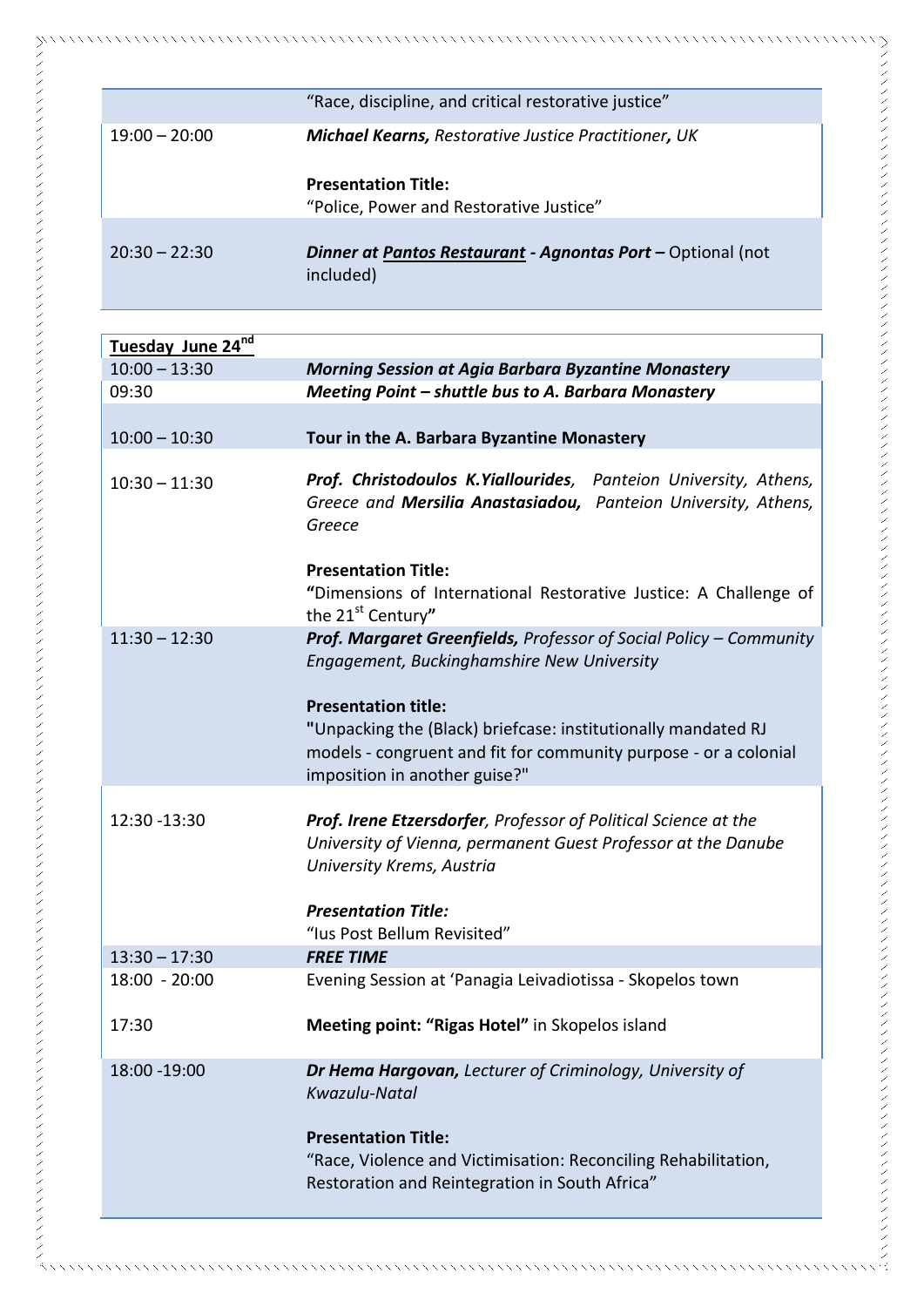| | |
|---|---|
| | "Race, discipline, and critical restorative justice" |
| 19:00 – 20:00 | ***Michael Kearns,*** *Restorative Justice Practitioner, UK*<br><br>**Presentation Title:**<br>"Police, Power and Restorative Justice" |
| 20:30 – 22:30 | ***Dinner at Pantos Restaurant - Agnontas Port –*** Optional (not included) |

| **Tuesday June 24[nd]** | |
|---|---|
| 10:00 – 13:30 | ***Morning Session at Agia Barbara Byzantine Monastery*** |
| 09:30 | ***Meeting Point – shuttle bus to A. Barbara Monastery*** |
| 10:00 – 10:30 | **Tour in the A. Barbara Byzantine Monastery** |
| 10:30 – 11:30 | ***Prof. Christodoulos K.Yiallourides****, Panteion University, Athens, Greece and* ***Mersilia Anastasiadou,*** *Panteion University, Athens, Greece*<br><br>**Presentation Title:**<br>**"**Dimensions of International Restorative Justice: A Challenge of the 21[st] Century**"** |
| 11:30 – 12:30 | ***Prof. Margaret Greenfields,*** *Professor of Social Policy – Community Engagement, Buckinghamshire New University*<br><br>**Presentation title:**<br>**"**Unpacking the (Black) briefcase: institutionally mandated RJ models - congruent and fit for community purpose - or a colonial imposition in another guise?" |
| 12:30 -13:30 | ***Prof. Irene Etzersdorfer****, Professor of Political Science at the University of Vienna, permanent Guest Professor at the Danube University Krems, Austria*<br><br>***Presentation Title:***<br>"Ius Post Bellum Revisited" |
| 13:30 – 17:30 | ***FREE TIME*** |
| 18:00 - 20:00 | Evening Session at 'Panagia Leivadiotissa - Skopelos town |
| 17:30 | **Meeting point: "Rigas Hotel"** in Skopelos island |
| 18:00 -19:00 | ***Dr Hema Hargovan,*** *Lecturer of Criminology, University of Kwazulu-Natal*<br><br>**Presentation Title:**<br>"Race, Violence and Victimisation: Reconciling Rehabilitation, Restoration and Reintegration in South Africa" |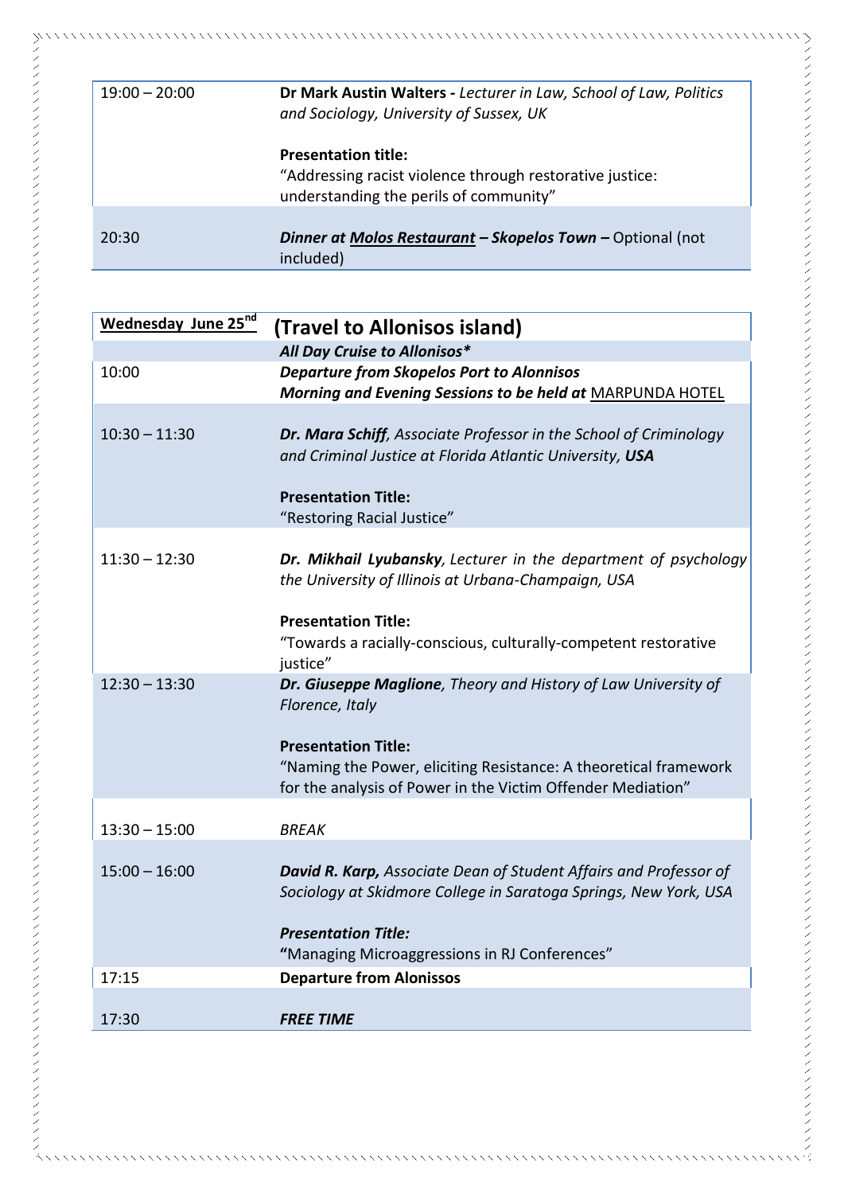| | |
|---|---|
| 19:00 – 20:00 | **Dr Mark Austin Walters -** *Lecturer in Law, School of Law, Politics and Sociology, University of Sussex, UK*<br><br>**Presentation title:**<br>“Addressing racist violence through restorative justice: understanding the perils of community” |
| 20:30 | ***Dinner at Molos Restaurant – Skopelos Town –*** Optional (not included) |

| **Wednesday June 25th** | **(Travel to Allonisos island)** |
|---|---|
| | ***All Day Cruise to Allonisos**** |
| 10:00 | ***Departure from Skopelos Port to Alonnisos***<br>***Morning and Evening Sessions to be held at*** MARPUNDA HOTEL |
| 10:30 – 11:30 | ***Dr. Mara Schiff****, Associate Professor in the School of Criminology and Criminal Justice at Florida Atlantic University,* ***USA***<br><br>**Presentation Title:**<br>“Restoring Racial Justice” |
| 11:30 – 12:30 | ***Dr. Mikhail Lyubansky****, Lecturer in the department of psychology the University of Illinois at Urbana-Champaign, USA*<br><br>**Presentation Title:**<br>“Towards a racially-conscious, culturally-competent restorative justice” |
| 12:30 – 13:30 | ***Dr. Giuseppe Maglione****, Theory and History of Law University of Florence, Italy*<br><br>**Presentation Title:**<br>“Naming the Power, eliciting Resistance: A theoretical framework for the analysis of Power in the Victim Offender Mediation” |
| 13:30 – 15:00 | *BREAK* |
| 15:00 – 16:00 | ***David R. Karp,*** *Associate Dean of Student Affairs and Professor of Sociology at Skidmore College in Saratoga Springs, New York, USA*<br><br>***Presentation Title:***<br>**“**Managing Microaggressions in RJ Conferences” |
| 17:15 | **Departure from Alonissos** |
| 17:30 | ***FREE TIME*** |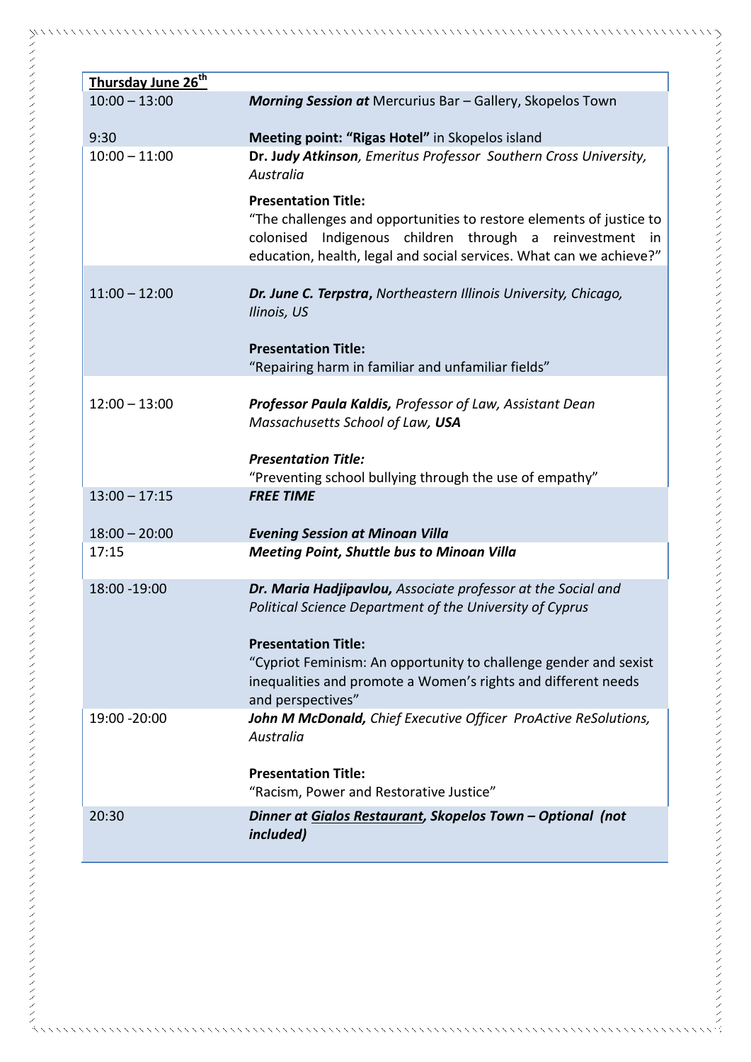| **Thursday June 26th** | |
|---|---|
| 10:00 – 13:00 | ***Morning Session at*** Mercurius Bar – Gallery, Skopelos Town |
| 9:30 | **Meeting point: “Rigas Hotel”** in Skopelos island |
| 10:00 – 11:00 | **Dr. *Judy Atkinson***, *Emeritus Professor Southern Cross University, Australia*<br><br>**Presentation Title:**<br>“The challenges and opportunities to restore elements of justice to colonised Indigenous children through a reinvestment in education, health, legal and social services. What can we achieve?” |
| 11:00 – 12:00 | ***Dr. June C. Terpstra***, *Northeastern Illinois University, Chicago, Ilinois, US*<br><br>**Presentation Title:**<br>“Repairing harm in familiar and unfamiliar fields” |
| 12:00 – 13:00 | ***Professor Paula Kaldis,*** *Professor of Law, Assistant Dean Massachusetts School of Law,* ***USA***<br><br>***Presentation Title:***<br>“Preventing school bullying through the use of empathy” |
| 13:00 – 17:15 | ***FREE TIME*** |
| 18:00 – 20:00 | ***Evening Session at Minoan Villa*** |
| 17:15 | ***Meeting Point, Shuttle bus to Minoan Villa*** |
| 18:00 -19:00 | ***Dr. Maria Hadjipavlou,*** *Associate professor at the Social and Political Science Department of the University of Cyprus*<br><br>**Presentation Title:**<br>“Cypriot Feminism: An opportunity to challenge gender and sexist inequalities and promote a Women’s rights and different needs and perspectives” |
| 19:00 -20:00 | ***John M McDonald,*** *Chief Executive Officer ProActive ReSolutions, Australia*<br><br>**Presentation Title:**<br>“Racism, Power and Restorative Justice” |
| 20:30 | ***Dinner at Gialos Restaurant, Skopelos Town – Optional (not included)*** |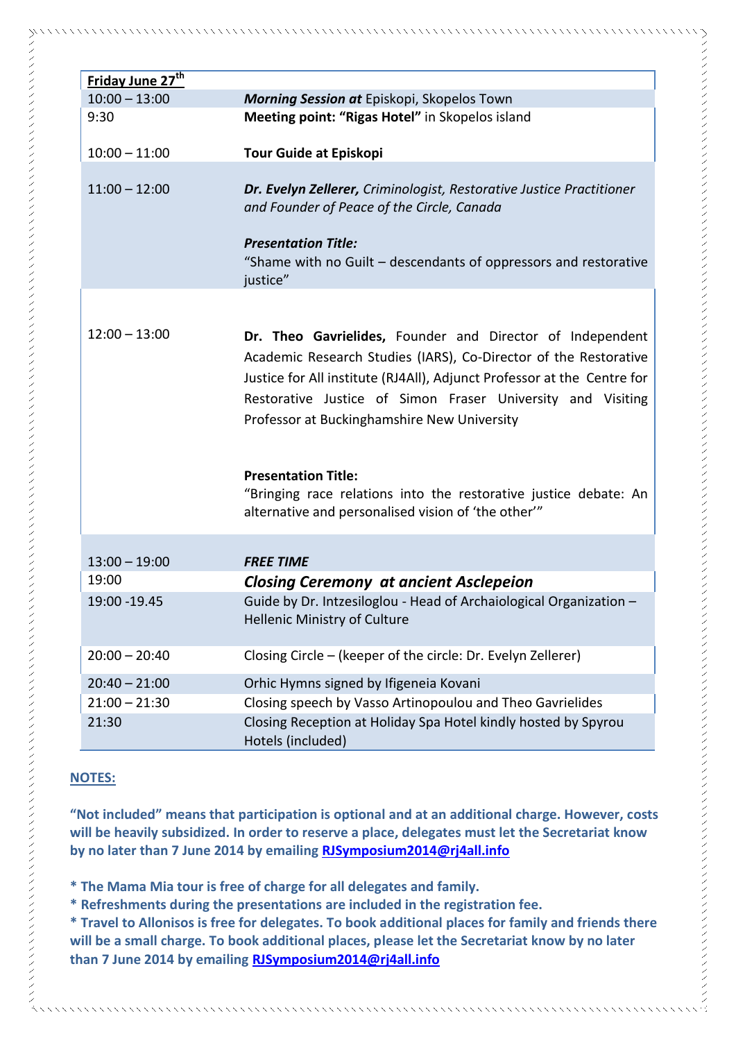| Friday June 27th | |
|---|---|
| 10:00 – 13:00 | ***Morning Session at*** Episkopi, Skopelos Town |
| 9:30 | **Meeting point: "Rigas Hotel"** in Skopelos island |
| 10:00 – 11:00 | **Tour Guide at Episkopi** |
| 11:00 – 12:00 | ***Dr. Evelyn Zellerer,*** *Criminologist, Restorative Justice Practitioner and Founder of Peace of the Circle, Canada*<br><br>***Presentation Title:***<br>"Shame with no Guilt – descendants of oppressors and restorative justice" |
| 12:00 – 13:00 | **Dr. Theo Gavrielides,** Founder and Director of Independent Academic Research Studies (IARS), Co-Director of the Restorative Justice for All institute (RJ4All), Adjunct Professor at the Centre for Restorative Justice of Simon Fraser University and Visiting Professor at Buckinghamshire New University<br><br>**Presentation Title:**<br>"Bringing race relations into the restorative justice debate: An alternative and personalised vision of 'the other'" |
| 13:00 – 19:00 | ***FREE TIME*** |
| 19:00 | ***Closing Ceremony at ancient Asclepeion*** |
| 19:00 -19.45 | Guide by Dr. Intzesiloglou - Head of Archaiological Organization – Hellenic Ministry of Culture |
| 20:00 – 20:40 | Closing Circle – (keeper of the circle: Dr. Evelyn Zellerer) |
| 20:40 – 21:00 | Orhic Hymns signed by Ifigeneia Kovani |
| 21:00 – 21:30 | Closing speech by Vasso Artinopoulou and Theo Gavrielides |
| 21:30 | Closing Reception at Holiday Spa Hotel kindly hosted by Spyrou Hotels (included) |

**NOTES:**

**"Not included" means that participation is optional and at an additional charge. However, costs will be heavily subsidized. In order to reserve a place, delegates must let the Secretariat know by no later than 7 June 2014 by emailing RJSymposium2014@rj4all.info**

**\* The Mama Mia tour is free of charge for all delegates and family.**

**\* Refreshments during the presentations are included in the registration fee.**

**\* Travel to Allonisos is free for delegates. To book additional places for family and friends there will be a small charge. To book additional places, please let the Secretariat know by no later than 7 June 2014 by emailing RJSymposium2014@rj4all.info**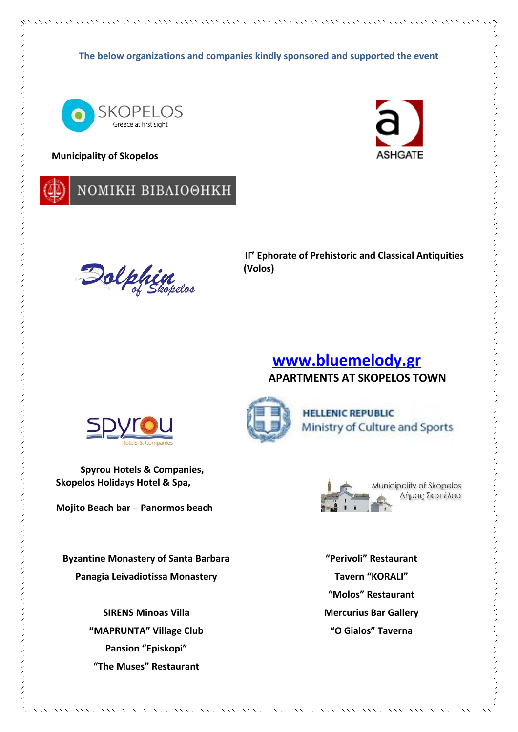The below organizations and companies kindly sponsored and supported the event

SKOPELOS
Greece at first sight

**Municipality of Skopelos**

ASHGATE

ΝΟΜΙΚΗ ΒΙΒΛΙΟΘΗΚΗ

Dolphin of Skopelos

**IΓ' Ephorate of Prehistoric and Classical Antiquities (Volos)**

**www.bluemelody.gr**
**APARTMENTS AT SKOPELOS TOWN**

spyrou
Hotels & Companies

HELLENIC REPUBLIC
Ministry of Culture and Sports

**Spyrou Hotels & Companies,**
**Skopelos Holidays Hotel & Spa,**

**Mojito Beach bar – Panormos beach**

Municipality of Skopelos
Δήμος Σκοπέλου

**Byzantine Monastery of Santa Barbara**
**Panagia Leivadiotissa Monastery**

**SIRENS Minoas Villa**
**"MAPRUNTA" Village Club**
**Pansion "Episkopi"**
**"The Muses" Restaurant**

**"Perivoli" Restaurant**
**Tavern "KORALI"**
**"Molos" Restaurant**
**Mercurius Bar Gallery**
**"O Gialos" Taverna**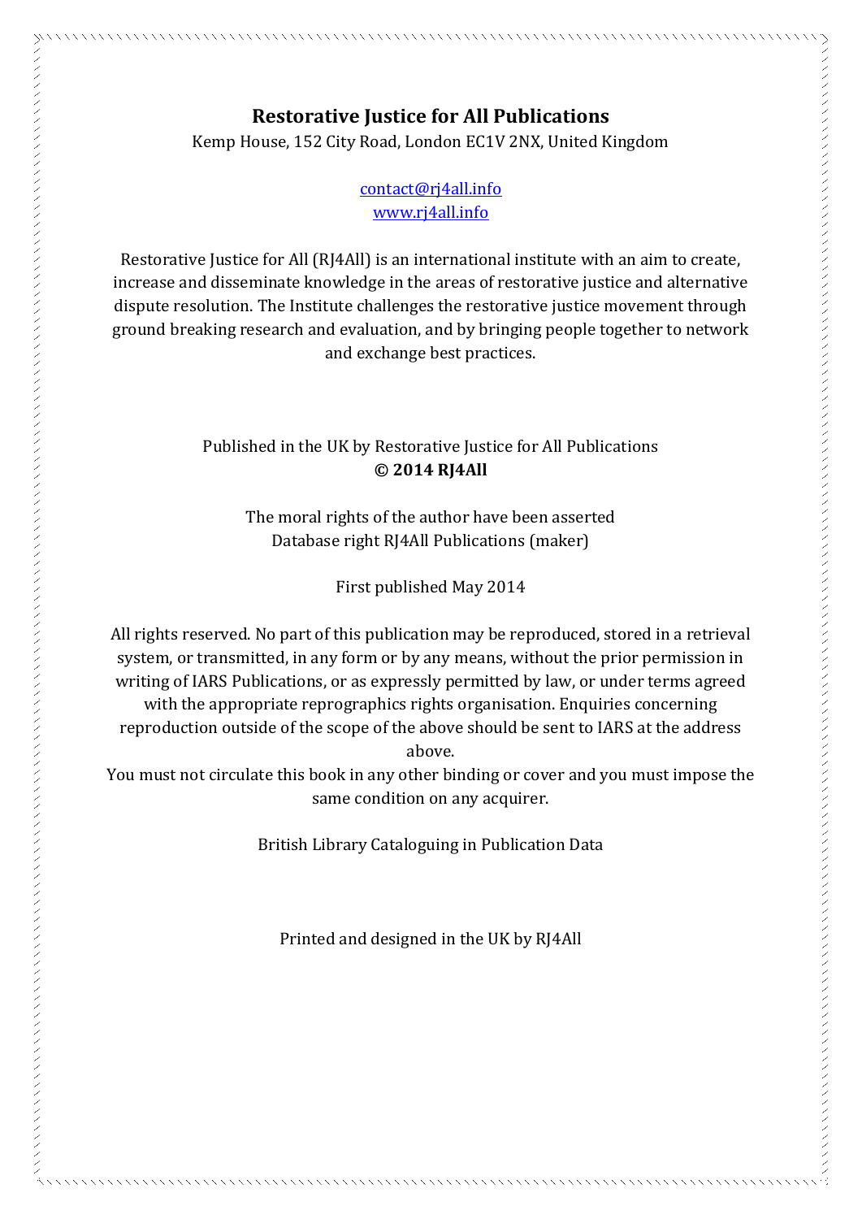**Restorative Justice for All Publications**

Kemp House, 152 City Road, London EC1V 2NX, United Kingdom

contact@rj4all.info
www.rj4all.info

Restorative Justice for All (RJ4All) is an international institute with an aim to create, increase and disseminate knowledge in the areas of restorative justice and alternative dispute resolution. The Institute challenges the restorative justice movement through ground breaking research and evaluation, and by bringing people together to network and exchange best practices.

Published in the UK by Restorative Justice for All Publications
**© 2014 RJ4All**

The moral rights of the author have been asserted
Database right RJ4All Publications (maker)

First published May 2014

All rights reserved. No part of this publication may be reproduced, stored in a retrieval system, or transmitted, in any form or by any means, without the prior permission in writing of IARS Publications, or as expressly permitted by law, or under terms agreed with the appropriate reprographics rights organisation. Enquiries concerning reproduction outside of the scope of the above should be sent to IARS at the address above.
You must not circulate this book in any other binding or cover and you must impose the same condition on any acquirer.

British Library Cataloguing in Publication Data

Printed and designed in the UK by RJ4All